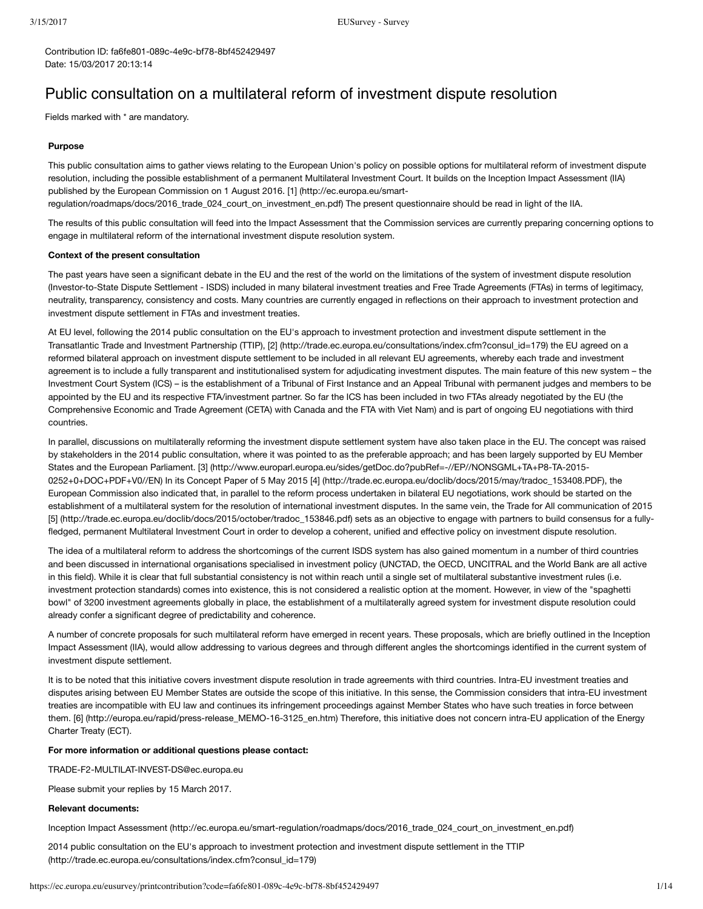Contribution ID: fa6fe801-089c-4e9c-bf78-8bf452429497
Date: 15/03/2017 20:13:14

# Public consultation on a multilateral reform of investment dispute resolution

Fields marked with * are mandatory.

**Purpose**

This public consultation aims to gather views relating to the European Union's policy on possible options for multilateral reform of investment dispute resolution, including the possible establishment of a permanent Multilateral Investment Court. It builds on the Inception Impact Assessment (IIA) published by the European Commission on 1 August 2016. [1] (http://ec.europa.eu/smart-regulation/roadmaps/docs/2016_trade_024_court_on_investment_en.pdf) The present questionnaire should be read in light of the IIA.

The results of this public consultation will feed into the Impact Assessment that the Commission services are currently preparing concerning options to engage in multilateral reform of the international investment dispute resolution system.

**Context of the present consultation**

The past years have seen a significant debate in the EU and the rest of the world on the limitations of the system of investment dispute resolution (Investor-to-State Dispute Settlement - ISDS) included in many bilateral investment treaties and Free Trade Agreements (FTAs) in terms of legitimacy, neutrality, transparency, consistency and costs. Many countries are currently engaged in reflections on their approach to investment protection and investment dispute settlement in FTAs and investment treaties.

At EU level, following the 2014 public consultation on the EU's approach to investment protection and investment dispute settlement in the Transatlantic Trade and Investment Partnership (TTIP), [2] (http://trade.ec.europa.eu/consultations/index.cfm?consul_id=179) the EU agreed on a reformed bilateral approach on investment dispute settlement to be included in all relevant EU agreements, whereby each trade and investment agreement is to include a fully transparent and institutionalised system for adjudicating investment disputes. The main feature of this new system – the Investment Court System (ICS) – is the establishment of a Tribunal of First Instance and an Appeal Tribunal with permanent judges and members to be appointed by the EU and its respective FTA/investment partner. So far the ICS has been included in two FTAs already negotiated by the EU (the Comprehensive Economic and Trade Agreement (CETA) with Canada and the FTA with Viet Nam) and is part of ongoing EU negotiations with third countries.

In parallel, discussions on multilaterally reforming the investment dispute settlement system have also taken place in the EU. The concept was raised by stakeholders in the 2014 public consultation, where it was pointed to as the preferable approach; and has been largely supported by EU Member States and the European Parliament. [3] (http://www.europarl.europa.eu/sides/getDoc.do?pubRef=-//EP//NONSGML+TA+P8-TA-2015-0252+0+DOC+PDF+V0//EN) In its Concept Paper of 5 May 2015 [4] (http://trade.ec.europa.eu/doclib/docs/2015/may/tradoc_153408.PDF), the European Commission also indicated that, in parallel to the reform process undertaken in bilateral EU negotiations, work should be started on the establishment of a multilateral system for the resolution of international investment disputes. In the same vein, the Trade for All communication of 2015 [5] (http://trade.ec.europa.eu/doclib/docs/2015/october/tradoc_153846.pdf) sets as an objective to engage with partners to build consensus for a fully-fledged, permanent Multilateral Investment Court in order to develop a coherent, unified and effective policy on investment dispute resolution.

The idea of a multilateral reform to address the shortcomings of the current ISDS system has also gained momentum in a number of third countries and been discussed in international organisations specialised in investment policy (UNCTAD, the OECD, UNCITRAL and the World Bank are all active in this field). While it is clear that full substantial consistency is not within reach until a single set of multilateral substantive investment rules (i.e. investment protection standards) comes into existence, this is not considered a realistic option at the moment. However, in view of the "spaghetti bowl" of 3200 investment agreements globally in place, the establishment of a multilaterally agreed system for investment dispute resolution could already confer a significant degree of predictability and coherence.

A number of concrete proposals for such multilateral reform have emerged in recent years. These proposals, which are briefly outlined in the Inception Impact Assessment (IIA), would allow addressing to various degrees and through different angles the shortcomings identified in the current system of investment dispute settlement.

It is to be noted that this initiative covers investment dispute resolution in trade agreements with third countries. Intra-EU investment treaties and disputes arising between EU Member States are outside the scope of this initiative. In this sense, the Commission considers that intra-EU investment treaties are incompatible with EU law and continues its infringement proceedings against Member States who have such treaties in force between them. [6] (http://europa.eu/rapid/press-release_MEMO-16-3125_en.htm) Therefore, this initiative does not concern intra-EU application of the Energy Charter Treaty (ECT).

**For more information or additional questions please contact:**

TRADE-F2-MULTILAT-INVEST-DS@ec.europa.eu

Please submit your replies by 15 March 2017.

**Relevant documents:**

Inception Impact Assessment (http://ec.europa.eu/smart-regulation/roadmaps/docs/2016_trade_024_court_on_investment_en.pdf)

2014 public consultation on the EU's approach to investment protection and investment dispute settlement in the TTIP (http://trade.ec.europa.eu/consultations/index.cfm?consul_id=179)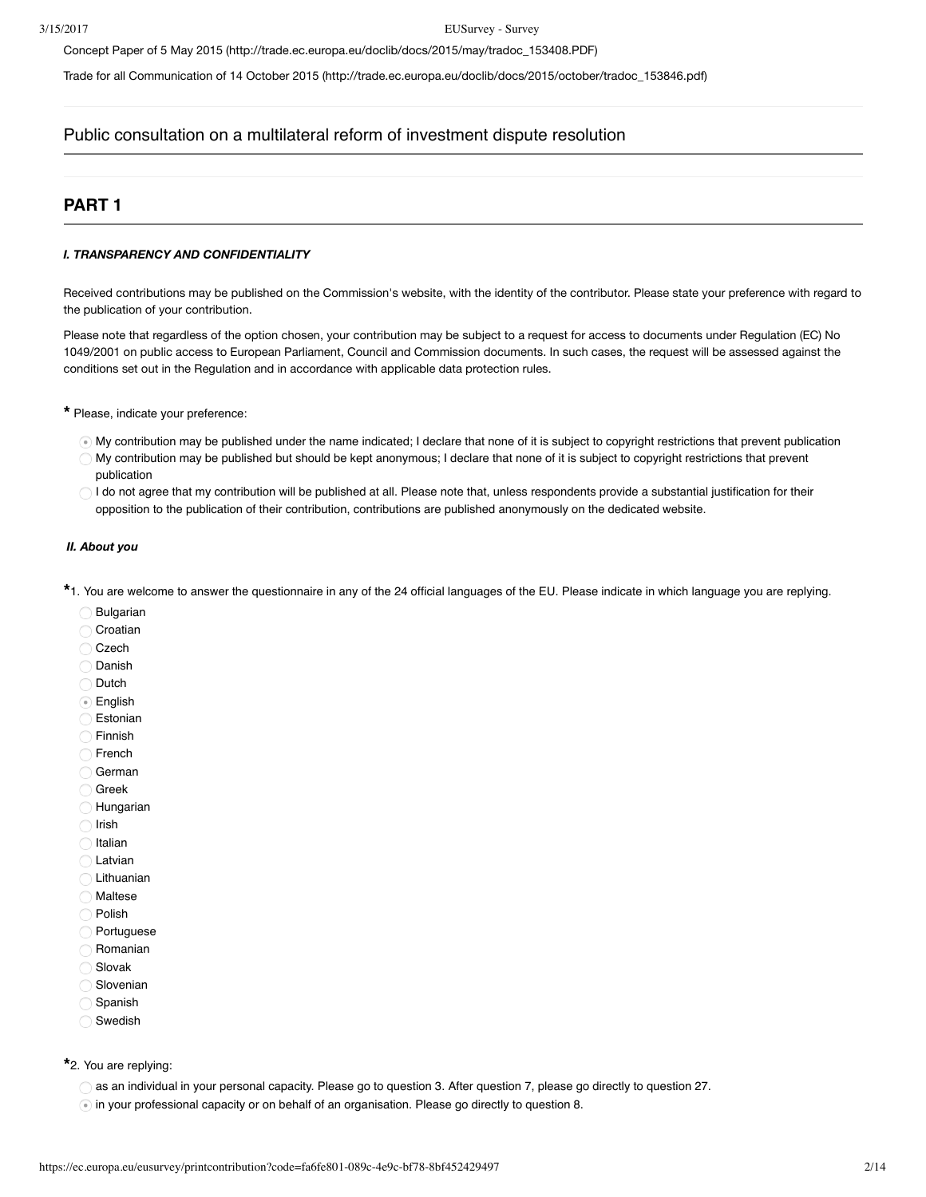Concept Paper of 5 May 2015 (http://trade.ec.europa.eu/doclib/docs/2015/may/tradoc_153408.PDF)

Trade for all Communication of 14 October 2015 (http://trade.ec.europa.eu/doclib/docs/2015/october/tradoc_153846.pdf)

## Public consultation on a multilateral reform of investment dispute resolution

## PART 1

***I. TRANSPARENCY AND CONFIDENTIALITY***

Received contributions may be published on the Commission's website, with the identity of the contributor. Please state your preference with regard to the publication of your contribution.

Please note that regardless of the option chosen, your contribution may be subject to a request for access to documents under Regulation (EC) No 1049/2001 on public access to European Parliament, Council and Commission documents. In such cases, the request will be assessed against the conditions set out in the Regulation and in accordance with applicable data protection rules.

**\*** Please, indicate your preference:

- (•) My contribution may be published under the name indicated; I declare that none of it is subject to copyright restrictions that prevent publication
- ( ) My contribution may be published but should be kept anonymous; I declare that none of it is subject to copyright restrictions that prevent publication
- ( ) I do not agree that my contribution will be published at all. Please note that, unless respondents provide a substantial justification for their opposition to the publication of their contribution, contributions are published anonymously on the dedicated website.

***II. About you***

**\***1. You are welcome to answer the questionnaire in any of the 24 official languages of the EU. Please indicate in which language you are replying.

- ( ) Bulgarian
- ( ) Croatian
- ( ) Czech
- ( ) Danish
- ( ) Dutch
- (•) English
- ( ) Estonian
- ( ) Finnish
- ( ) French
- ( ) German
- ( ) Greek
- ( ) Hungarian
- ( ) Irish
- ( ) Italian
- ( ) Latvian
- ( ) Lithuanian
- ( ) Maltese
- ( ) Polish
- ( ) Portuguese
- ( ) Romanian
- ( ) Slovak
- ( ) Slovenian
- ( ) Spanish
- ( ) Swedish

**\***2. You are replying:

- ( ) as an individual in your personal capacity. Please go to question 3. After question 7, please go directly to question 27.
- (•) in your professional capacity or on behalf of an organisation. Please go directly to question 8.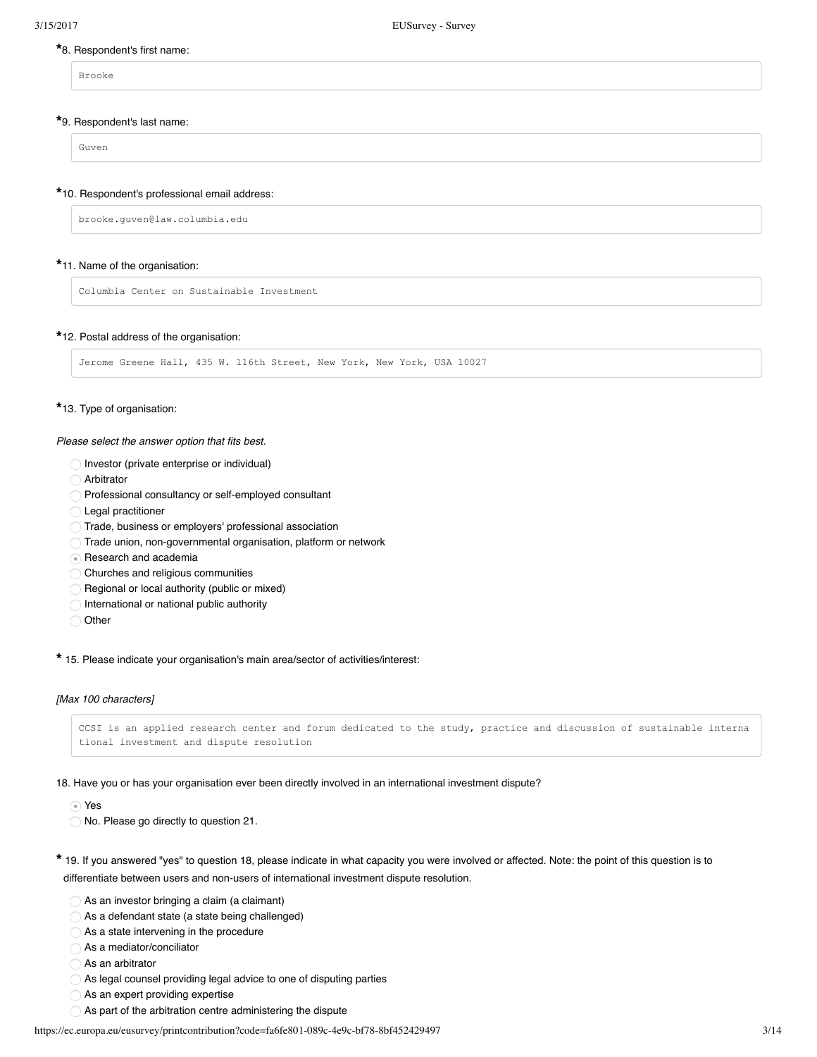**\*8. Respondent's first name:**

Brooke

**\*9. Respondent's last name:**

Guven

**\*10. Respondent's professional email address:**

brooke.guven@law.columbia.edu

**\*11. Name of the organisation:**

Columbia Center on Sustainable Investment

**\*12. Postal address of the organisation:**

Jerome Greene Hall, 435 W. 116th Street, New York, New York, USA 10027

**\*13. Type of organisation:**

*Please select the answer option that fits best.*

- ○ Investor (private enterprise or individual)
- ○ Arbitrator
- ○ Professional consultancy or self-employed consultant
- ○ Legal practitioner
- ○ Trade, business or employers' professional association
- ○ Trade union, non-governmental organisation, platform or network
- ◉ Research and academia
- ○ Churches and religious communities
- ○ Regional or local authority (public or mixed)
- ○ International or national public authority
- ○ Other

**\* 15. Please indicate your organisation's main area/sector of activities/interest:**

*[Max 100 characters]*

CCSI is an applied research center and forum dedicated to the study, practice and discussion of sustainable international investment and dispute resolution

**18. Have you or has your organisation ever been directly involved in an international investment dispute?**

- ◉ Yes
- ○ No. Please go directly to question 21.

**\* 19. If you answered "yes" to question 18, please indicate in what capacity you were involved or affected. Note: the point of this question is to differentiate between users and non-users of international investment dispute resolution.**

- ○ As an investor bringing a claim (a claimant)
- ○ As a defendant state (a state being challenged)
- ○ As a state intervening in the procedure
- ○ As a mediator/conciliator
- ○ As an arbitrator
- ○ As legal counsel providing legal advice to one of disputing parties
- ○ As an expert providing expertise
- ○ As part of the arbitration centre administering the dispute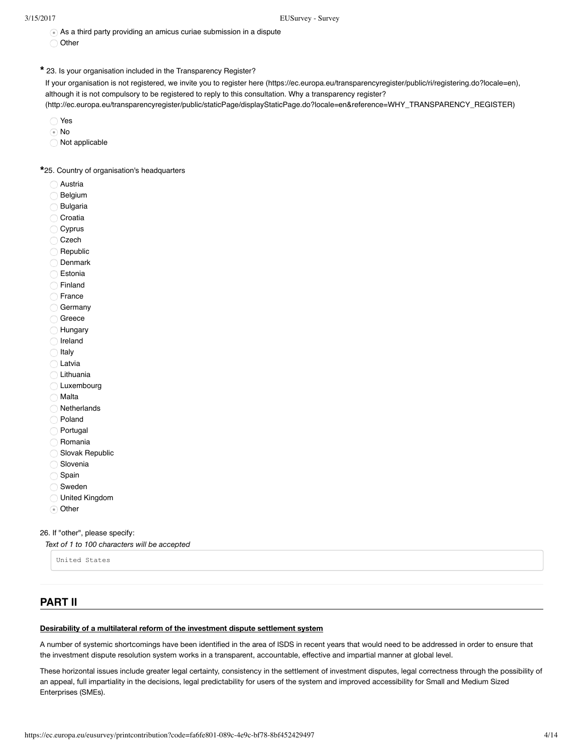- (•) As a third party providing an amicus curiae submission in a dispute
- ( ) Other

**\*** 23. Is your organisation included in the Transparency Register?

If your organisation is not registered, we invite you to register here (https://ec.europa.eu/transparencyregister/public/ri/registering.do?locale=en), although it is not compulsory to be registered to reply to this consultation. Why a transparency register? (http://ec.europa.eu/transparencyregister/public/staticPage/displayStaticPage.do?locale=en&reference=WHY_TRANSPARENCY_REGISTER)

- ( ) Yes
- (•) No
- ( ) Not applicable

**\***25. Country of organisation's headquarters

- ( ) Austria
- ( ) Belgium
- ( ) Bulgaria
- ( ) Croatia
- ( ) Cyprus
- ( ) Czech
- ( ) Republic
- ( ) Denmark
- ( ) Estonia
- ( ) Finland
- ( ) France
- ( ) Germany
- ( ) Greece
- ( ) Hungary
- ( ) Ireland
- ( ) Italy
- ( ) Latvia
- ( ) Lithuania
- ( ) Luxembourg
- ( ) Malta
- ( ) Netherlands
- ( ) Poland
- ( ) Portugal
- ( ) Romania
- ( ) Slovak Republic
- ( ) Slovenia
- ( ) Spain
- ( ) Sweden
- ( ) United Kingdom
- (•) Other

26. If "other", please specify:

*Text of 1 to 100 characters will be accepted*

```
United States
```

## PART II

**Desirability of a multilateral reform of the investment dispute settlement system**

A number of systemic shortcomings have been identified in the area of ISDS in recent years that would need to be addressed in order to ensure that the investment dispute resolution system works in a transparent, accountable, effective and impartial manner at global level.

These horizontal issues include greater legal certainty, consistency in the settlement of investment disputes, legal correctness through the possibility of an appeal, full impartiality in the decisions, legal predictability for users of the system and improved accessibility for Small and Medium Sized Enterprises (SMEs).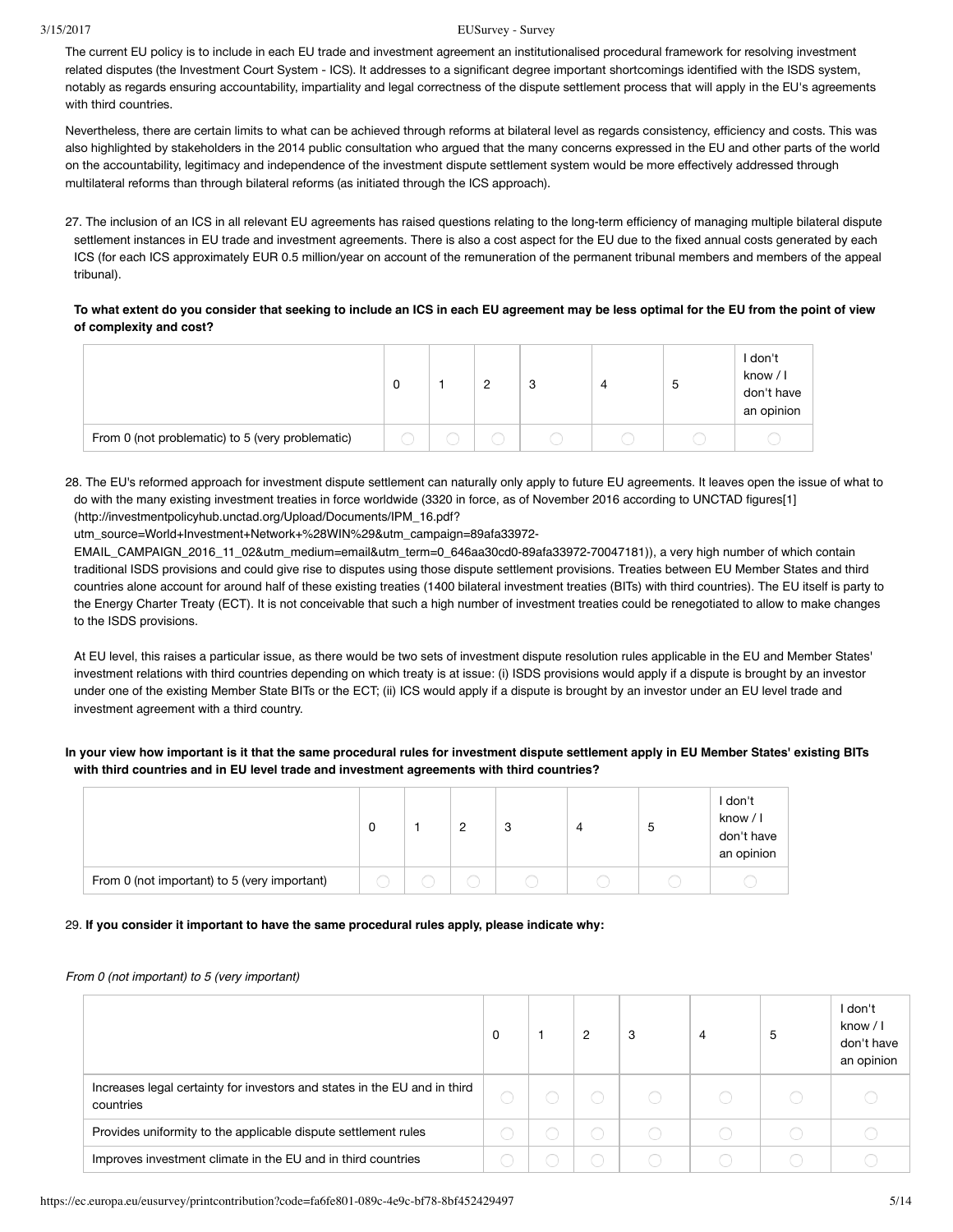The current EU policy is to include in each EU trade and investment agreement an institutionalised procedural framework for resolving investment related disputes (the Investment Court System - ICS). It addresses to a significant degree important shortcomings identified with the ISDS system, notably as regards ensuring accountability, impartiality and legal correctness of the dispute settlement process that will apply in the EU's agreements with third countries.

Nevertheless, there are certain limits to what can be achieved through reforms at bilateral level as regards consistency, efficiency and costs. This was also highlighted by stakeholders in the 2014 public consultation who argued that the many concerns expressed in the EU and other parts of the world on the accountability, legitimacy and independence of the investment dispute settlement system would be more effectively addressed through multilateral reforms than through bilateral reforms (as initiated through the ICS approach).

27. The inclusion of an ICS in all relevant EU agreements has raised questions relating to the long-term efficiency of managing multiple bilateral dispute settlement instances in EU trade and investment agreements. There is also a cost aspect for the EU due to the fixed annual costs generated by each ICS (for each ICS approximately EUR 0.5 million/year on account of the remuneration of the permanent tribunal members and members of the appeal tribunal).

**To what extent do you consider that seeking to include an ICS in each EU agreement may be less optimal for the EU from the point of view of complexity and cost?**

| | 0 | 1 | 2 | 3 | 4 | 5 | I don't know / I don't have an opinion |
|---|---|---|---|---|---|---|---|
| From 0 (not problematic) to 5 (very problematic) | ◯ | ◯ | ◯ | ◯ | ◯ | ◯ | ◯ |

28. The EU's reformed approach for investment dispute settlement can naturally only apply to future EU agreements. It leaves open the issue of what to do with the many existing investment treaties in force worldwide (3320 in force, as of November 2016 according to UNCTAD figures[1] (http://investmentpolicyhub.unctad.org/Upload/Documents/IPM_16.pdf?utm_source=World+Investment+Network+%28WIN%29&utm_campaign=89afa33972-EMAIL_CAMPAIGN_2016_11_02&utm_medium=email&utm_term=0_646aa30cd0-89afa33972-70047181)), a very high number of which contain traditional ISDS provisions and could give rise to disputes using those dispute settlement provisions. Treaties between EU Member States and third countries alone account for around half of these existing treaties (1400 bilateral investment treaties (BITs) with third countries). The EU itself is party to the Energy Charter Treaty (ECT). It is not conceivable that such a high number of investment treaties could be renegotiated to allow to make changes to the ISDS provisions.

At EU level, this raises a particular issue, as there would be two sets of investment dispute resolution rules applicable in the EU and Member States' investment relations with third countries depending on which treaty is at issue: (i) ISDS provisions would apply if a dispute is brought by an investor under one of the existing Member State BITs or the ECT; (ii) ICS would apply if a dispute is brought by an investor under an EU level trade and investment agreement with a third country.

**In your view how important is it that the same procedural rules for investment dispute settlement apply in EU Member States' existing BITs with third countries and in EU level trade and investment agreements with third countries?**

| | 0 | 1 | 2 | 3 | 4 | 5 | I don't know / I don't have an opinion |
|---|---|---|---|---|---|---|---|
| From 0 (not important) to 5 (very important) | ◯ | ◯ | ◯ | ◯ | ◯ | ◯ | ◯ |

29. **If you consider it important to have the same procedural rules apply, please indicate why:**

*From 0 (not important) to 5 (very important)*

| | 0 | 1 | 2 | 3 | 4 | 5 | I don't know / I don't have an opinion |
|---|---|---|---|---|---|---|---|
| Increases legal certainty for investors and states in the EU and in third countries | ◯ | ◯ | ◯ | ◯ | ◯ | ◯ | ◯ |
| Provides uniformity to the applicable dispute settlement rules | ◯ | ◯ | ◯ | ◯ | ◯ | ◯ | ◯ |
| Improves investment climate in the EU and in third countries | ◯ | ◯ | ◯ | ◯ | ◯ | ◯ | ◯ |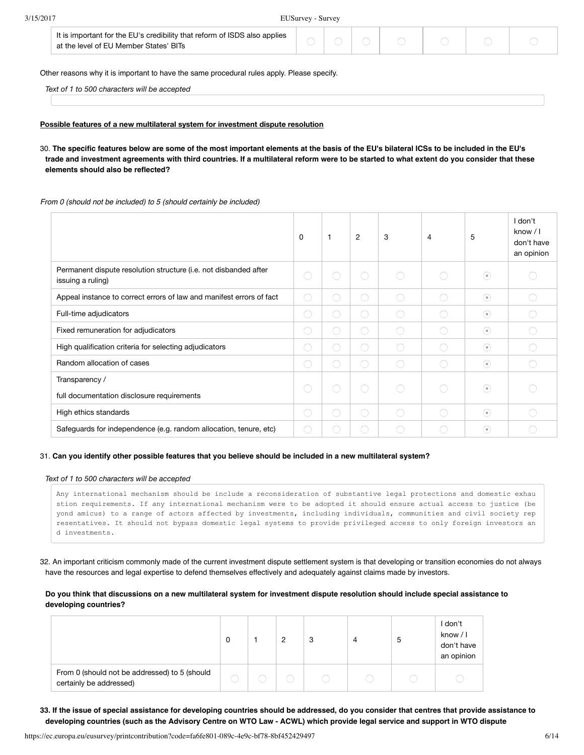| | | | | | | | |
|---|---|---|---|---|---|---|---|
| It is important for the EU's credibility that reform of ISDS also applies at the level of EU Member States' BITs | ◯ | ◯ | ◯ | ◯ | ◯ | ◯ | ◯ |

Other reasons why it is important to have the same procedural rules apply. Please specify.

*Text of 1 to 500 characters will be accepted*

**Possible features of a new multilateral system for investment dispute resolution**

30. **The specific features below are some of the most important elements at the basis of the EU's bilateral ICSs to be included in the EU's trade and investment agreements with third countries. If a multilateral reform were to be started to what extent do you consider that these elements should also be reflected?**

*From 0 (should not be included) to 5 (should certainly be included)*

| | 0 | 1 | 2 | 3 | 4 | 5 | I don't know / I don't have an opinion |
|---|---|---|---|---|---|---|---|
| Permanent dispute resolution structure (i.e. not disbanded after issuing a ruling) | ◯ | ◯ | ◯ | ◯ | ◯ | ◉ | ◯ |
| Appeal instance to correct errors of law and manifest errors of fact | ◯ | ◯ | ◯ | ◯ | ◯ | ◉ | ◯ |
| Full-time adjudicators | ◯ | ◯ | ◯ | ◯ | ◯ | ◉ | ◯ |
| Fixed remuneration for adjudicators | ◯ | ◯ | ◯ | ◯ | ◯ | ◉ | ◯ |
| High qualification criteria for selecting adjudicators | ◯ | ◯ | ◯ | ◯ | ◯ | ◉ | ◯ |
| Random allocation of cases | ◯ | ◯ | ◯ | ◯ | ◯ | ◉ | ◯ |
| Transparency / full documentation disclosure requirements | ◯ | ◯ | ◯ | ◯ | ◯ | ◉ | ◯ |
| High ethics standards | ◯ | ◯ | ◯ | ◯ | ◯ | ◉ | ◯ |
| Safeguards for independence (e.g. random allocation, tenure, etc) | ◯ | ◯ | ◯ | ◯ | ◯ | ◉ | ◯ |

31. **Can you identify other possible features that you believe should be included in a new multilateral system?**

*Text of 1 to 500 characters will be accepted*

```
Any international mechanism should be include a reconsideration of substantive legal protections and domestic exhaustion requirements. If any international mechanism were to be adopted it should ensure actual access to justice (beyond amicus) to a range of actors affected by investments, including individuals, communities and civil society representatives. It should not bypass domestic legal systems to provide privileged access to only foreign investors and investments.
```

32. An important criticism commonly made of the current investment dispute settlement system is that developing or transition economies do not always have the resources and legal expertise to defend themselves effectively and adequately against claims made by investors.

**Do you think that discussions on a new multilateral system for investment dispute resolution should include special assistance to developing countries?**

| | 0 | 1 | 2 | 3 | 4 | 5 | I don't know / I don't have an opinion |
|---|---|---|---|---|---|---|---|
| From 0 (should not be addressed) to 5 (should certainly be addressed) | ◯ | ◯ | ◯ | ◯ | ◯ | ◯ | ◯ |

33. **If the issue of special assistance for developing countries should be addressed, do you consider that centres that provide assistance to developing countries (such as the Advisory Centre on WTO Law - ACWL) which provide legal service and support in WTO dispute**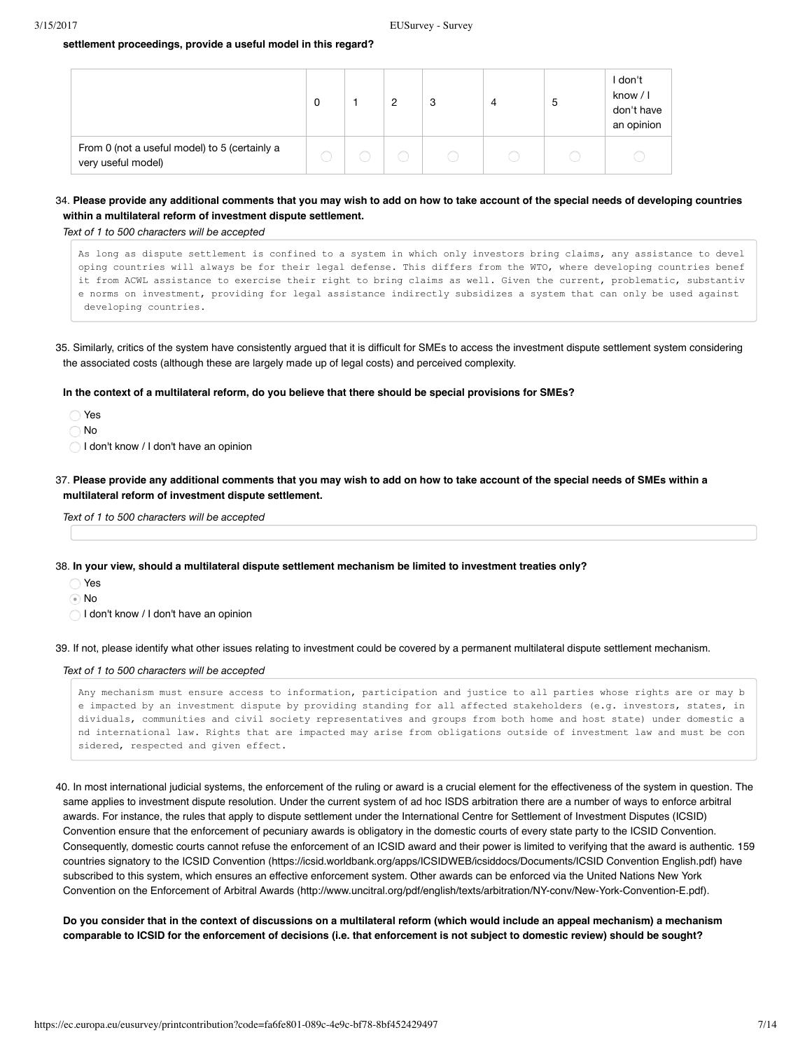**settlement proceedings, provide a useful model in this regard?**

| | 0 | 1 | 2 | 3 | 4 | 5 | I don't know / I don't have an opinion |
|---|---|---|---|---|---|---|---|
| From 0 (not a useful model) to 5 (certainly a very useful model) | ◯ | ◯ | ◯ | ◯ | ◯ | ◯ | ◯ |

34. **Please provide any additional comments that you may wish to add on how to take account of the special needs of developing countries within a multilateral reform of investment dispute settlement.**

*Text of 1 to 500 characters will be accepted*

```
As long as dispute settlement is confined to a system in which only investors bring claims, any assistance to devel
oping countries will always be for their legal defense. This differs from the WTO, where developing countries benef
it from ACWL assistance to exercise their right to bring claims as well. Given the current, problematic, substantiv
e norms on investment, providing for legal assistance indirectly subsidizes a system that can only be used against
 developing countries.
```

35. Similarly, critics of the system have consistently argued that it is difficult for SMEs to access the investment dispute settlement system considering the associated costs (although these are largely made up of legal costs) and perceived complexity.

**In the context of a multilateral reform, do you believe that there should be special provisions for SMEs?**

- ◯ Yes
- ◯ No
- ◯ I don't know / I don't have an opinion

37. **Please provide any additional comments that you may wish to add on how to take account of the special needs of SMEs within a multilateral reform of investment dispute settlement.**

*Text of 1 to 500 characters will be accepted*

38. **In your view, should a multilateral dispute settlement mechanism be limited to investment treaties only?**

- ◯ Yes
- ◉ No
- ◯ I don't know / I don't have an opinion

39. If not, please identify what other issues relating to investment could be covered by a permanent multilateral dispute settlement mechanism.

*Text of 1 to 500 characters will be accepted*

```
Any mechanism must ensure access to information, participation and justice to all parties whose rights are or may b
e impacted by an investment dispute by providing standing for all affected stakeholders (e.g. investors, states, in
dividuals, communities and civil society representatives and groups from both home and host state) under domestic a
nd international law. Rights that are impacted may arise from obligations outside of investment law and must be con
sidered, respected and given effect.
```

40. In most international judicial systems, the enforcement of the ruling or award is a crucial element for the effectiveness of the system in question. The same applies to investment dispute resolution. Under the current system of ad hoc ISDS arbitration there are a number of ways to enforce arbitral awards. For instance, the rules that apply to dispute settlement under the International Centre for Settlement of Investment Disputes (ICSID) Convention ensure that the enforcement of pecuniary awards is obligatory in the domestic courts of every state party to the ICSID Convention. Consequently, domestic courts cannot refuse the enforcement of an ICSID award and their power is limited to verifying that the award is authentic. 159 countries signatory to the ICSID Convention (https://icsid.worldbank.org/apps/ICSIDWEB/icsiddocs/Documents/ICSID Convention English.pdf) have subscribed to this system, which ensures an effective enforcement system. Other awards can be enforced via the United Nations New York Convention on the Enforcement of Arbitral Awards (http://www.uncitral.org/pdf/english/texts/arbitration/NY-conv/New-York-Convention-E.pdf).

**Do you consider that in the context of discussions on a multilateral reform (which would include an appeal mechanism) a mechanism comparable to ICSID for the enforcement of decisions (i.e. that enforcement is not subject to domestic review) should be sought?**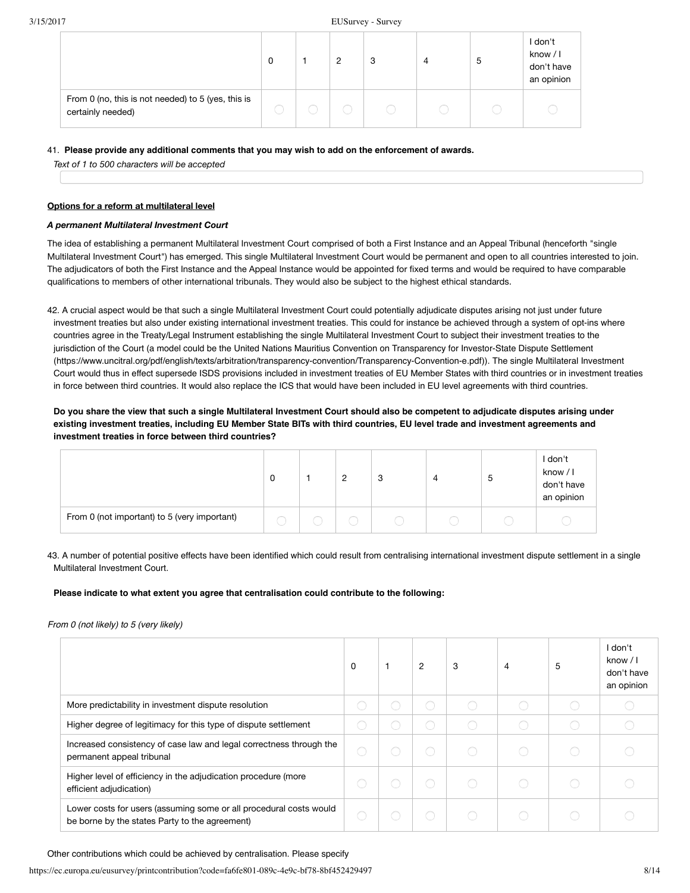| | 0 | 1 | 2 | 3 | 4 | 5 | I don't know / I don't have an opinion |
|---|---|---|---|---|---|---|---|
| From 0 (no, this is not needed) to 5 (yes, this is certainly needed) | | | | | | | |

41. **Please provide any additional comments that you may wish to add on the enforcement of awards.**

*Text of 1 to 500 characters will be accepted*

**Options for a reform at multilateral level**

***A permanent Multilateral Investment Court***

The idea of establishing a permanent Multilateral Investment Court comprised of both a First Instance and an Appeal Tribunal (henceforth "single Multilateral Investment Court") has emerged. This single Multilateral Investment Court would be permanent and open to all countries interested to join. The adjudicators of both the First Instance and the Appeal Instance would be appointed for fixed terms and would be required to have comparable qualifications to members of other international tribunals. They would also be subject to the highest ethical standards.

42. A crucial aspect would be that such a single Multilateral Investment Court could potentially adjudicate disputes arising not just under future investment treaties but also under existing international investment treaties. This could for instance be achieved through a system of opt-ins where countries agree in the Treaty/Legal Instrument establishing the single Multilateral Investment Court to subject their investment treaties to the jurisdiction of the Court (a model could be the United Nations Mauritius Convention on Transparency for Investor-State Dispute Settlement (https://www.uncitral.org/pdf/english/texts/arbitration/transparency-convention/Transparency-Convention-e.pdf)). The single Multilateral Investment Court would thus in effect supersede ISDS provisions included in investment treaties of EU Member States with third countries or in investment treaties in force between third countries. It would also replace the ICS that would have been included in EU level agreements with third countries.

**Do you share the view that such a single Multilateral Investment Court should also be competent to adjudicate disputes arising under existing investment treaties, including EU Member State BITs with third countries, EU level trade and investment agreements and investment treaties in force between third countries?**

| | 0 | 1 | 2 | 3 | 4 | 5 | I don't know / I don't have an opinion |
|---|---|---|---|---|---|---|---|
| From 0 (not important) to 5 (very important) | | | | | | | |

43. A number of potential positive effects have been identified which could result from centralising international investment dispute settlement in a single Multilateral Investment Court.

**Please indicate to what extent you agree that centralisation could contribute to the following:**

*From 0 (not likely) to 5 (very likely)*

| | 0 | 1 | 2 | 3 | 4 | 5 | I don't know / I don't have an opinion |
|---|---|---|---|---|---|---|---|
| More predictability in investment dispute resolution | | | | | | | |
| Higher degree of legitimacy for this type of dispute settlement | | | | | | | |
| Increased consistency of case law and legal correctness through the permanent appeal tribunal | | | | | | | |
| Higher level of efficiency in the adjudication procedure (more efficient adjudication) | | | | | | | |
| Lower costs for users (assuming some or all procedural costs would be borne by the states Party to the agreement) | | | | | | | |

Other contributions which could be achieved by centralisation. Please specify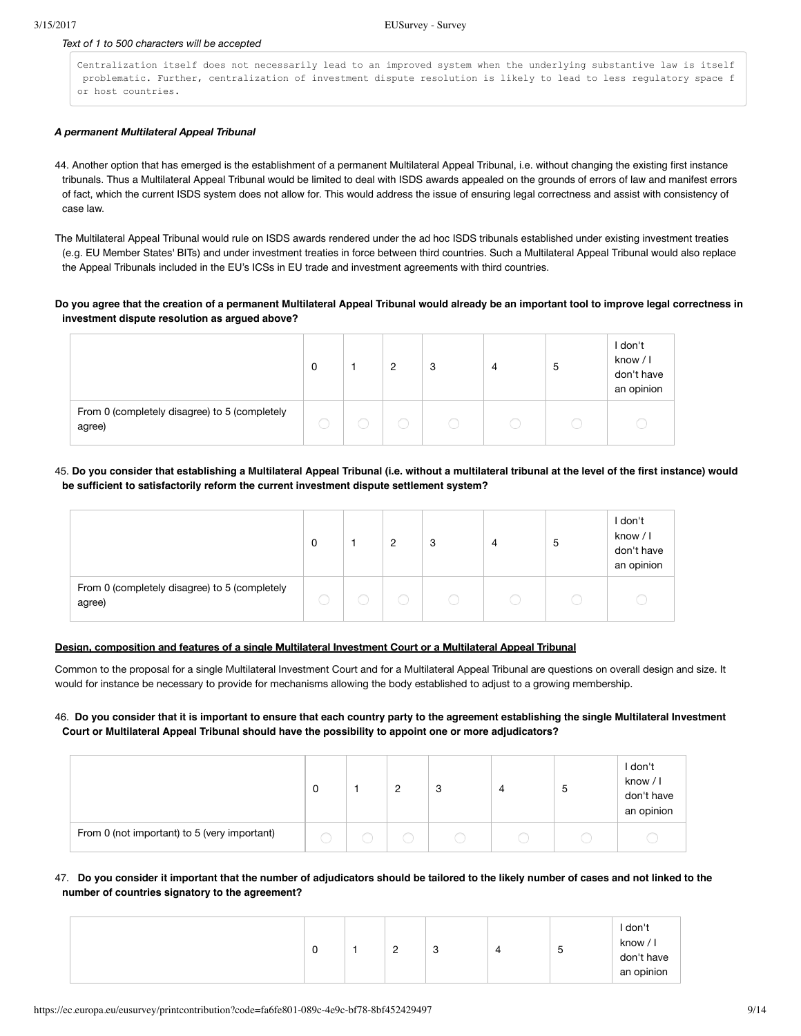*Text of 1 to 500 characters will be accepted*

```
Centralization itself does not necessarily lead to an improved system when the underlying substantive law is itself
 problematic. Further, centralization of investment dispute resolution is likely to lead to less regulatory space f
or host countries.
```

***A permanent Multilateral Appeal Tribunal***

44. Another option that has emerged is the establishment of a permanent Multilateral Appeal Tribunal, i.e. without changing the existing first instance tribunals. Thus a Multilateral Appeal Tribunal would be limited to deal with ISDS awards appealed on the grounds of errors of law and manifest errors of fact, which the current ISDS system does not allow for. This would address the issue of ensuring legal correctness and assist with consistency of case law.

The Multilateral Appeal Tribunal would rule on ISDS awards rendered under the ad hoc ISDS tribunals established under existing investment treaties (e.g. EU Member States' BITs) and under investment treaties in force between third countries. Such a Multilateral Appeal Tribunal would also replace the Appeal Tribunals included in the EU's ICSs in EU trade and investment agreements with third countries.

**Do you agree that the creation of a permanent Multilateral Appeal Tribunal would already be an important tool to improve legal correctness in investment dispute resolution as argued above?**

| | 0 | 1 | 2 | 3 | 4 | 5 | I don't know / I don't have an opinion |
|---|---|---|---|---|---|---|---|
| From 0 (completely disagree) to 5 (completely agree) | ◯ | ◯ | ◯ | ◯ | ◯ | ◯ | ◯ |

45. **Do you consider that establishing a Multilateral Appeal Tribunal (i.e. without a multilateral tribunal at the level of the first instance) would be sufficient to satisfactorily reform the current investment dispute settlement system?**

| | 0 | 1 | 2 | 3 | 4 | 5 | I don't know / I don't have an opinion |
|---|---|---|---|---|---|---|---|
| From 0 (completely disagree) to 5 (completely agree) | ◯ | ◯ | ◯ | ◯ | ◯ | ◯ | ◯ |

**Design, composition and features of a single Multilateral Investment Court or a Multilateral Appeal Tribunal**

Common to the proposal for a single Multilateral Investment Court and for a Multilateral Appeal Tribunal are questions on overall design and size. It would for instance be necessary to provide for mechanisms allowing the body established to adjust to a growing membership.

46. **Do you consider that it is important to ensure that each country party to the agreement establishing the single Multilateral Investment Court or Multilateral Appeal Tribunal should have the possibility to appoint one or more adjudicators?**

| | 0 | 1 | 2 | 3 | 4 | 5 | I don't know / I don't have an opinion |
|---|---|---|---|---|---|---|---|
| From 0 (not important) to 5 (very important) | ◯ | ◯ | ◯ | ◯ | ◯ | ◯ | ◯ |

47. **Do you consider it important that the number of adjudicators should be tailored to the likely number of cases and not linked to the number of countries signatory to the agreement?**

| | 0 | 1 | 2 | 3 | 4 | 5 | I don't know / I don't have an opinion |
|---|---|---|---|---|---|---|---|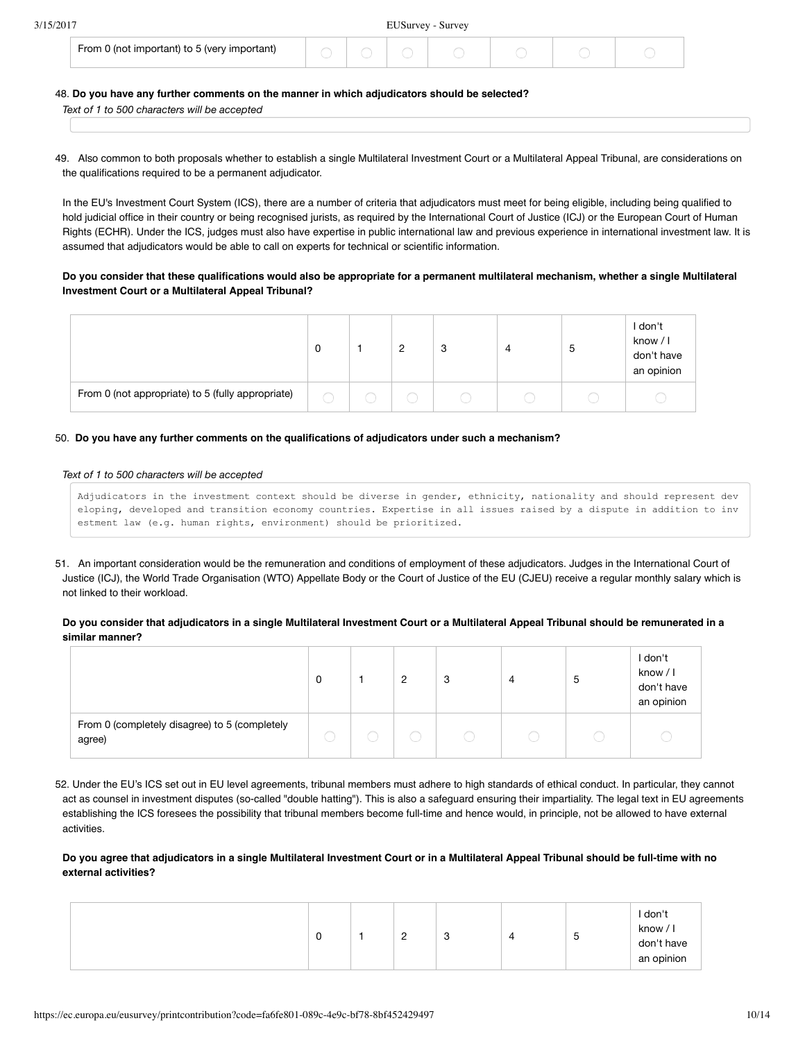| | | | | | | | |
|---|---|---|---|---|---|---|---|
| From 0 (not important) to 5 (very important) | ◯ | ◯ | ◯ | ◯ | ◯ | ◯ | ◯ |

48. **Do you have any further comments on the manner in which adjudicators should be selected?**

*Text of 1 to 500 characters will be accepted*

49. Also common to both proposals whether to establish a single Multilateral Investment Court or a Multilateral Appeal Tribunal, are considerations on the qualifications required to be a permanent adjudicator.

In the EU's Investment Court System (ICS), there are a number of criteria that adjudicators must meet for being eligible, including being qualified to hold judicial office in their country or being recognised jurists, as required by the International Court of Justice (ICJ) or the European Court of Human Rights (ECHR). Under the ICS, judges must also have expertise in public international law and previous experience in international investment law. It is assumed that adjudicators would be able to call on experts for technical or scientific information.

**Do you consider that these qualifications would also be appropriate for a permanent multilateral mechanism, whether a single Multilateral Investment Court or a Multilateral Appeal Tribunal?**

| | 0 | 1 | 2 | 3 | 4 | 5 | I don't know / I don't have an opinion |
|---|---|---|---|---|---|---|---|
| From 0 (not appropriate) to 5 (fully appropriate) | ◯ | ◯ | ◯ | ◯ | ◯ | ◯ | ◯ |

50. **Do you have any further comments on the qualifications of adjudicators under such a mechanism?**

*Text of 1 to 500 characters will be accepted*

```
Adjudicators in the investment context should be diverse in gender, ethnicity, nationality and should represent dev
eloping, developed and transition economy countries. Expertise in all issues raised by a dispute in addition to inv
estment law (e.g. human rights, environment) should be prioritized.
```

51. An important consideration would be the remuneration and conditions of employment of these adjudicators. Judges in the International Court of Justice (ICJ), the World Trade Organisation (WTO) Appellate Body or the Court of Justice of the EU (CJEU) receive a regular monthly salary which is not linked to their workload.

**Do you consider that adjudicators in a single Multilateral Investment Court or a Multilateral Appeal Tribunal should be remunerated in a similar manner?**

| | 0 | 1 | 2 | 3 | 4 | 5 | I don't know / I don't have an opinion |
|---|---|---|---|---|---|---|---|
| From 0 (completely disagree) to 5 (completely agree) | ◯ | ◯ | ◯ | ◯ | ◯ | ◯ | ◯ |

52. Under the EU's ICS set out in EU level agreements, tribunal members must adhere to high standards of ethical conduct. In particular, they cannot act as counsel in investment disputes (so-called "double hatting"). This is also a safeguard ensuring their impartiality. The legal text in EU agreements establishing the ICS foresees the possibility that tribunal members become full-time and hence would, in principle, not be allowed to have external activities.

**Do you agree that adjudicators in a single Multilateral Investment Court or in a Multilateral Appeal Tribunal should be full-time with no external activities?**

| | 0 | 1 | 2 | 3 | 4 | 5 | I don't know / I don't have an opinion |
|---|---|---|---|---|---|---|---|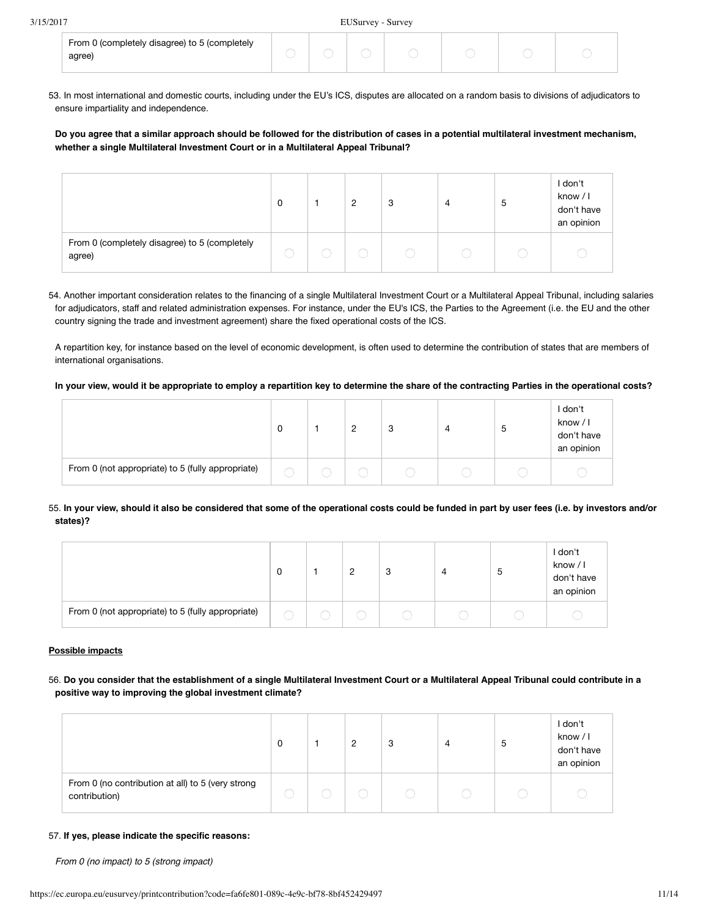| | | | | | | | |
|---|---|---|---|---|---|---|---|
| From 0 (completely disagree) to 5 (completely agree) | ◯ | ◯ | ◯ | ◯ | ◯ | ◯ | ◯ |

53. In most international and domestic courts, including under the EU's ICS, disputes are allocated on a random basis to divisions of adjudicators to ensure impartiality and independence.

**Do you agree that a similar approach should be followed for the distribution of cases in a potential multilateral investment mechanism, whether a single Multilateral Investment Court or in a Multilateral Appeal Tribunal?**

| | 0 | 1 | 2 | 3 | 4 | 5 | I don't know / I don't have an opinion |
|---|---|---|---|---|---|---|---|
| From 0 (completely disagree) to 5 (completely agree) | ◯ | ◯ | ◯ | ◯ | ◯ | ◯ | ◯ |

54. Another important consideration relates to the financing of a single Multilateral Investment Court or a Multilateral Appeal Tribunal, including salaries for adjudicators, staff and related administration expenses. For instance, under the EU's ICS, the Parties to the Agreement (i.e. the EU and the other country signing the trade and investment agreement) share the fixed operational costs of the ICS.

A repartition key, for instance based on the level of economic development, is often used to determine the contribution of states that are members of international organisations.

**In your view, would it be appropriate to employ a repartition key to determine the share of the contracting Parties in the operational costs?**

| | 0 | 1 | 2 | 3 | 4 | 5 | I don't know / I don't have an opinion |
|---|---|---|---|---|---|---|---|
| From 0 (not appropriate) to 5 (fully appropriate) | ◯ | ◯ | ◯ | ◯ | ◯ | ◯ | ◯ |

55. **In your view, should it also be considered that some of the operational costs could be funded in part by user fees (i.e. by investors and/or states)?**

| | 0 | 1 | 2 | 3 | 4 | 5 | I don't know / I don't have an opinion |
|---|---|---|---|---|---|---|---|
| From 0 (not appropriate) to 5 (fully appropriate) | ◯ | ◯ | ◯ | ◯ | ◯ | ◯ | ◯ |

**Possible impacts**

56. **Do you consider that the establishment of a single Multilateral Investment Court or a Multilateral Appeal Tribunal could contribute in a positive way to improving the global investment climate?**

| | 0 | 1 | 2 | 3 | 4 | 5 | I don't know / I don't have an opinion |
|---|---|---|---|---|---|---|---|
| From 0 (no contribution at all) to 5 (very strong contribution) | ◯ | ◯ | ◯ | ◯ | ◯ | ◯ | ◯ |

57. **If yes, please indicate the specific reasons:**

*From 0 (no impact) to 5 (strong impact)*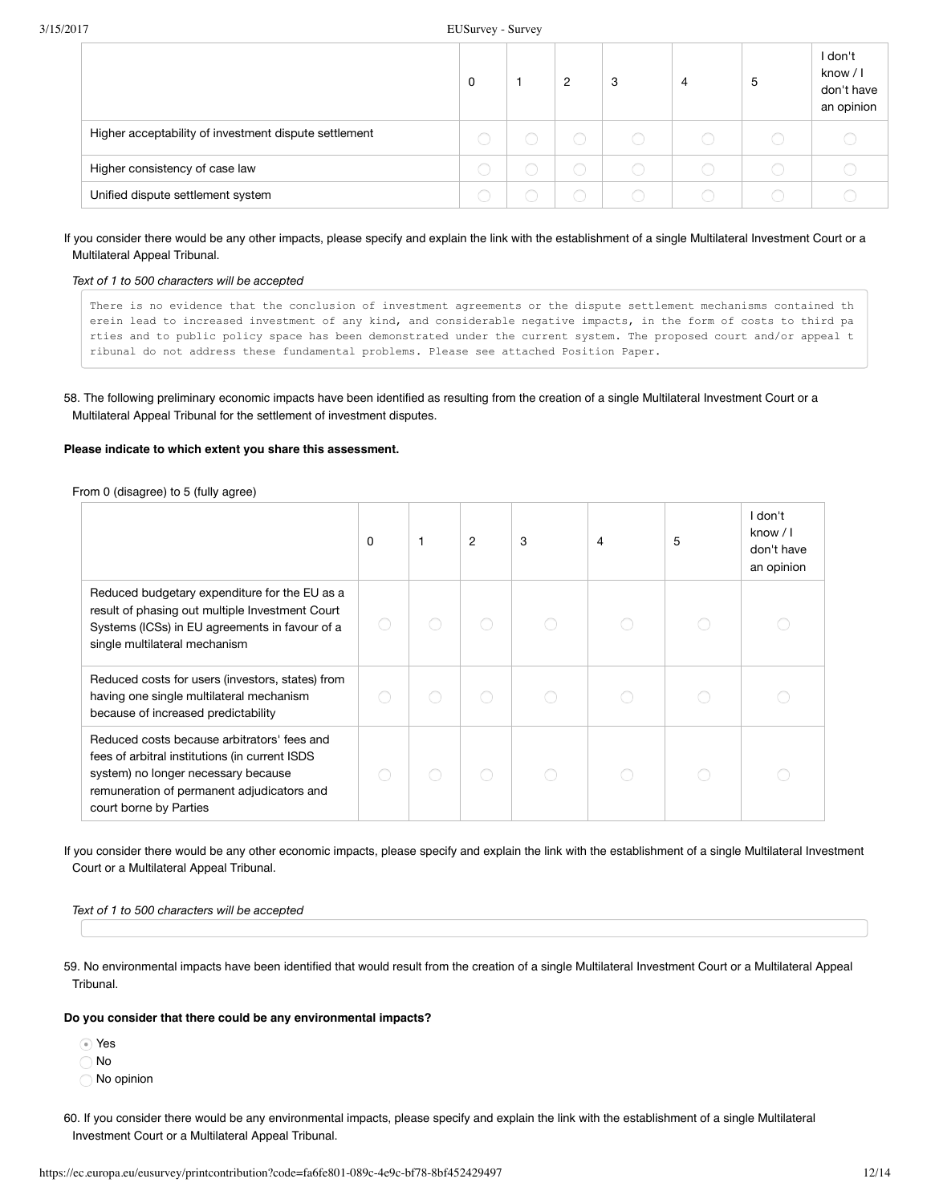| | 0 | 1 | 2 | 3 | 4 | 5 | I don't know / I don't have an opinion |
|---|---|---|---|---|---|---|---|
| Higher acceptability of investment dispute settlement | ◯ | ◯ | ◯ | ◯ | ◯ | ◯ | ◯ |
| Higher consistency of case law | ◯ | ◯ | ◯ | ◯ | ◯ | ◯ | ◯ |
| Unified dispute settlement system | ◯ | ◯ | ◯ | ◯ | ◯ | ◯ | ◯ |

If you consider there would be any other impacts, please specify and explain the link with the establishment of a single Multilateral Investment Court or a Multilateral Appeal Tribunal.

*Text of 1 to 500 characters will be accepted*

```
There is no evidence that the conclusion of investment agreements or the dispute settlement mechanisms contained therein lead to increased investment of any kind, and considerable negative impacts, in the form of costs to third parties and to public policy space has been demonstrated under the current system. The proposed court and/or appeal tribunal do not address these fundamental problems. Please see attached Position Paper.
```

58. The following preliminary economic impacts have been identified as resulting from the creation of a single Multilateral Investment Court or a Multilateral Appeal Tribunal for the settlement of investment disputes.

**Please indicate to which extent you share this assessment.**

From 0 (disagree) to 5 (fully agree)

| | 0 | 1 | 2 | 3 | 4 | 5 | I don't know / I don't have an opinion |
|---|---|---|---|---|---|---|---|
| Reduced budgetary expenditure for the EU as a result of phasing out multiple Investment Court Systems (ICSs) in EU agreements in favour of a single multilateral mechanism | ◯ | ◯ | ◯ | ◯ | ◯ | ◯ | ◯ |
| Reduced costs for users (investors, states) from having one single multilateral mechanism because of increased predictability | ◯ | ◯ | ◯ | ◯ | ◯ | ◯ | ◯ |
| Reduced costs because arbitrators' fees and fees of arbitral institutions (in current ISDS system) no longer necessary because remuneration of permanent adjudicators and court borne by Parties | ◯ | ◯ | ◯ | ◯ | ◯ | ◯ | ◯ |

If you consider there would be any other economic impacts, please specify and explain the link with the establishment of a single Multilateral Investment Court or a Multilateral Appeal Tribunal.

*Text of 1 to 500 characters will be accepted*

59. No environmental impacts have been identified that would result from the creation of a single Multilateral Investment Court or a Multilateral Appeal Tribunal.

**Do you consider that there could be any environmental impacts?**

- ◉ Yes
- ◯ No
- ◯ No opinion

60. If you consider there would be any environmental impacts, please specify and explain the link with the establishment of a single Multilateral Investment Court or a Multilateral Appeal Tribunal.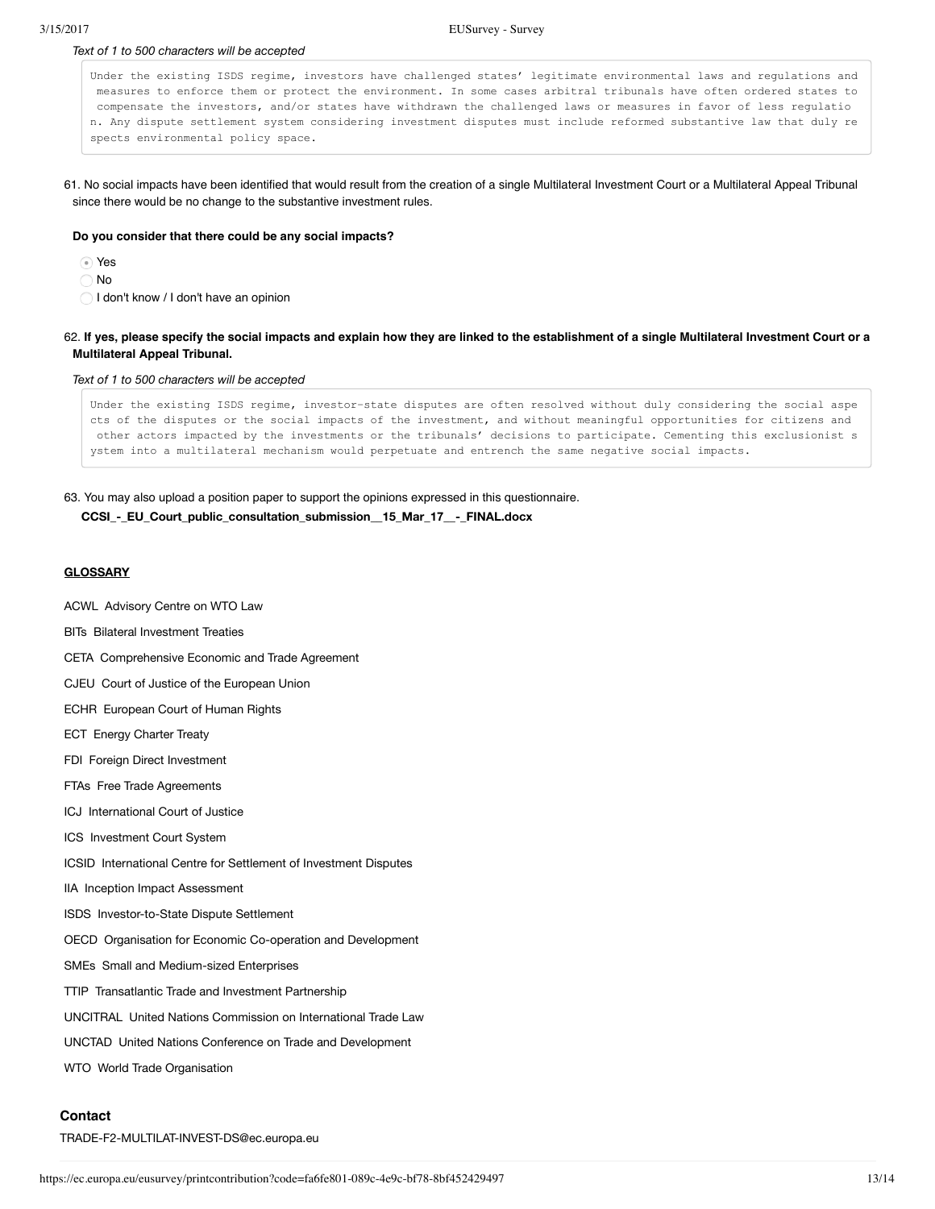*Text of 1 to 500 characters will be accepted*

```
Under the existing ISDS regime, investors have challenged states' legitimate environmental laws and regulations and measures to enforce them or protect the environment. In some cases arbitral tribunals have often ordered states to compensate the investors, and/or states have withdrawn the challenged laws or measures in favor of less regulation. Any dispute settlement system considering investment disputes must include reformed substantive law that duly respects environmental policy space.
```

61. No social impacts have been identified that would result from the creation of a single Multilateral Investment Court or a Multilateral Appeal Tribunal since there would be no change to the substantive investment rules.

**Do you consider that there could be any social impacts?**

- (•) Yes
- ( ) No
- ( ) I don't know / I don't have an opinion

62. **If yes, please specify the social impacts and explain how they are linked to the establishment of a single Multilateral Investment Court or a Multilateral Appeal Tribunal.**

*Text of 1 to 500 characters will be accepted*

```
Under the existing ISDS regime, investor-state disputes are often resolved without duly considering the social aspects of the disputes or the social impacts of the investment, and without meaningful opportunities for citizens and other actors impacted by the investments or the tribunals' decisions to participate. Cementing this exclusionist system into a multilateral mechanism would perpetuate and entrench the same negative social impacts.
```

63. You may also upload a position paper to support the opinions expressed in this questionnaire.

**CCSI_-_EU_Court_public_consultation_submission__15_Mar_17__-_FINAL.docx**

**GLOSSARY**

ACWL Advisory Centre on WTO Law

BITs Bilateral Investment Treaties

CETA Comprehensive Economic and Trade Agreement

CJEU Court of Justice of the European Union

ECHR European Court of Human Rights

ECT Energy Charter Treaty

FDI Foreign Direct Investment

FTAs Free Trade Agreements

ICJ International Court of Justice

ICS Investment Court System

ICSID International Centre for Settlement of Investment Disputes

IIA Inception Impact Assessment

ISDS Investor-to-State Dispute Settlement

OECD Organisation for Economic Co-operation and Development

SMEs Small and Medium-sized Enterprises

TTIP Transatlantic Trade and Investment Partnership

UNCITRAL United Nations Commission on International Trade Law

UNCTAD United Nations Conference on Trade and Development

WTO World Trade Organisation

### Contact

TRADE-F2-MULTILAT-INVEST-DS@ec.europa.eu